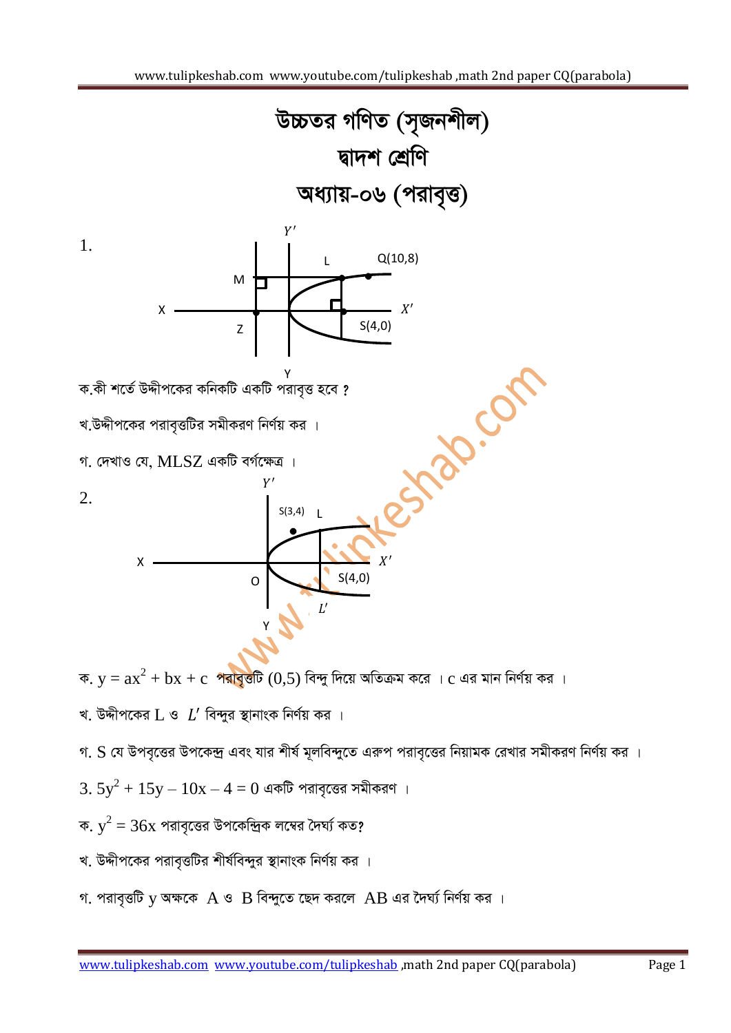# উচ্চতর গণিত (সৃজনশীল)

## দ্বাদশ শ্রেণি

## অধ্যায়-০৬ (পরাবৃত্ত)

1.

ক.কী শর্তে উদ্দীপকের কনিকটি একটি পরাবৃত্ত হবে ?

খ.উদ্দীপকের পরাবৃত্তটির সমীকরণ নির্ণয় কর ।

গ. দেখাও যে, MLSZ একটি বর্গক্ষেত্র ।

2.

ক. $y = ax^2 + bx + c$ পরাবৃত্তটি $(0,5)$ বিন্দু দিয়ে অতিক্রম করে । c এর মান নির্ণয় কর ।

খ. উদ্দীপকের L ও $L'$ বিন্দুর স্থানাংক নির্ণয় কর ।

গ. S যে উপবৃত্তের উপকেন্দ্র এবং যার শীর্ষ মূলবিন্দুতে এরুপ পরাবৃত্তের নিয়ামক রেখার সমীকরণ নির্ণয় কর ।

3. $5y^2 + 15y - 10x - 4 = 0$ একটি পরাবৃত্তের সমীকরণ ।

ক. $y^2 = 36x$ পরাবৃত্তের উপকেন্দ্রিক লম্বের দৈর্ঘ্য কত?

খ. উদ্দীপকের পরাবৃত্তটির শীর্ষবিন্দুর স্থানাংক নির্ণয় কর ।

গ. পরাবৃত্তটি y অক্ষকে A ও B বিন্দুতে ছেদ করলে AB এর দৈর্ঘ্য নির্ণয় কর ।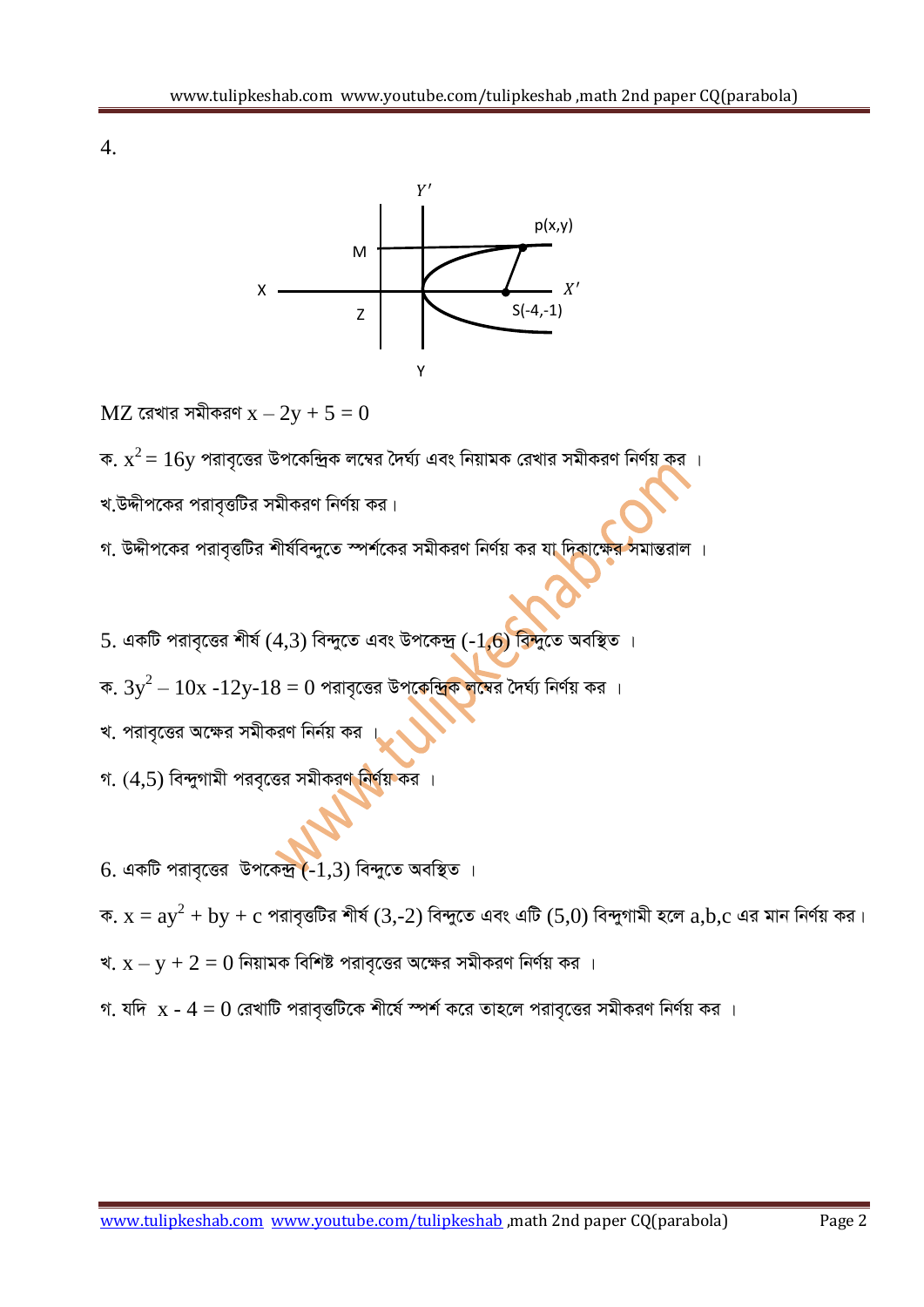4.

Y′

M

p(x,y)

X

X′

Z

S(-4,-1)

Y

MZ রেখার সমীকরণ $x - 2y + 5 = 0$

ক. $x^2 = 16y$ পরাবৃত্তের উপকেন্দ্রিক লম্বের দৈর্ঘ্য এবং নিয়ামক রেখার সমীকরণ নির্ণয় কর ।

খ.উদ্দীপকের পরাবৃত্তটির সমীকরণ নির্ণয় কর।

গ. উদ্দীপকের পরাবৃত্তটির শীর্ষবিন্দুতে স্পর্শকের সমীকরণ নির্ণয় কর যা দিকাক্ষের সমান্তরাল ।

5. একটি পরাবৃত্তের শীর্ষ (4,3) বিন্দুতে এবং উপকেন্দ্র (-1,6) বিন্দুতে অবস্থিত ।

ক. $3y^2 - 10x - 12y - 18 = 0$ পরাবৃত্তের উপকেন্দ্রিক লম্বের দৈর্ঘ্য নির্ণয় কর ।

খ. পরাবৃত্তের অক্ষের সমীকরণ নির্নয় কর ।

গ. (4,5) বিন্দুগামী পরবৃত্তের সমীকরণ নির্ণয় কর ।

6. একটি পরাবৃত্তের উপকেন্দ্র (-1,3) বিন্দুতে অবস্থিত ।

ক. $x = ay^2 + by + c$ পরাবৃত্তটির শীর্ষ (3,-2) বিন্দুতে এবং এটি (5,0) বিন্দুগামী হলে a,b,c এর মান নির্ণয় কর।

খ. $x - y + 2 = 0$ নিয়ামক বিশিষ্ট পরাবৃত্তের অক্ষের সমীকরণ নির্ণয় কর ।

গ. যদি $x - 4 = 0$ রেখাটি পরাবৃত্তটিকে শীর্ষে স্পর্শ করে তাহলে পরাবৃত্তের সমীকরণ নির্ণয় কর ।